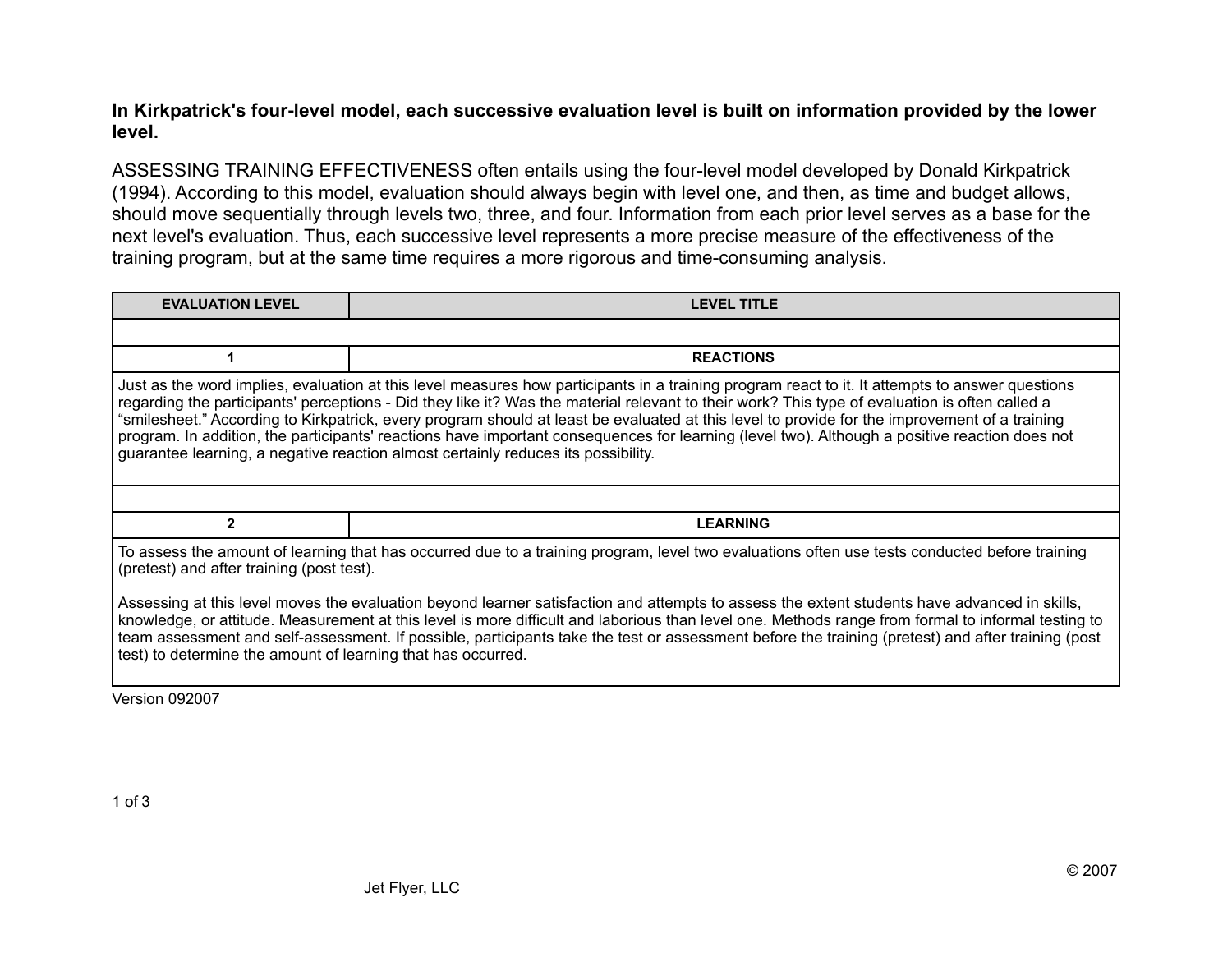**In Kirkpatrick's four-level model, each successive evaluation level is built on information provided by the lower level.**

ASSESSING TRAINING EFFECTIVENESS often entails using the four-level model developed by Donald Kirkpatrick (1994). According to this model, evaluation should always begin with level one, and then, as time and budget allows, should move sequentially through levels two, three, and four. Information from each prior level serves as a base for the next level's evaluation. Thus, each successive level represents a more precise measure of the effectiveness of the training program, but at the same time requires a more rigorous and time-consuming analysis.

| EVALUATION LEVEL | LEVEL TITLE |
| --- | --- |
| | |
| 1 | REACTIONS |
| Just as the word implies, evaluation at this level measures how participants in a training program react to it. It attempts to answer questions regarding the participants' perceptions - Did they like it? Was the material relevant to their work? This type of evaluation is often called a “smilesheet.” According to Kirkpatrick, every program should at least be evaluated at this level to provide for the improvement of a training program. In addition, the participants' reactions have important consequences for learning (level two). Although a positive reaction does not guarantee learning, a negative reaction almost certainly reduces its possibility. | |
| | |
| 2 | LEARNING |
| To assess the amount of learning that has occurred due to a training program, level two evaluations often use tests conducted before training (pretest) and after training (post test).<br><br>Assessing at this level moves the evaluation beyond learner satisfaction and attempts to assess the extent students have advanced in skills, knowledge, or attitude. Measurement at this level is more difficult and laborious than level one. Methods range from formal to informal testing to team assessment and self-assessment. If possible, participants take the test or assessment before the training (pretest) and after training (post test) to determine the amount of learning that has occurred. | |

Version 092007

© 2007

Jet Flyer, LLC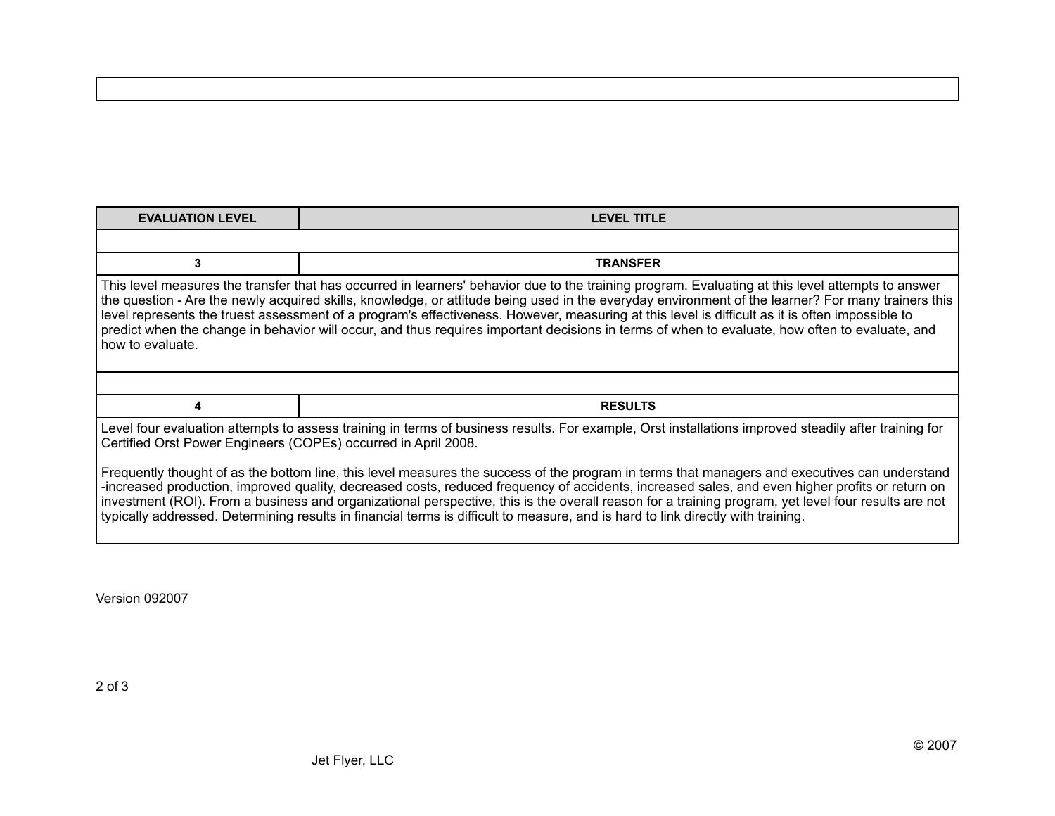| EVALUATION LEVEL | LEVEL TITLE |
|---|---|
| | |
| 3 | TRANSFER |
| This level measures the transfer that has occurred in learners' behavior due to the training program. Evaluating at this level attempts to answer the question - Are the newly acquired skills, knowledge, or attitude being used in the everyday environment of the learner? For many trainers this level represents the truest assessment of a program's effectiveness. However, measuring at this level is difficult as it is often impossible to predict when the change in behavior will occur, and thus requires important decisions in terms of when to evaluate, how often to evaluate, and how to evaluate. | |
| | |
| 4 | RESULTS |
| Level four evaluation attempts to assess training in terms of business results. For example, Orst installations improved steadily after training for Certified Orst Power Engineers (COPEs) occurred in April 2008.<br><br>Frequently thought of as the bottom line, this level measures the success of the program in terms that managers and executives can understand -increased production, improved quality, decreased costs, reduced frequency of accidents, increased sales, and even higher profits or return on investment (ROI). From a business and organizational perspective, this is the overall reason for a training program, yet level four results are not typically addressed. Determining results in financial terms is difficult to measure, and is hard to link directly with training. | |

Version 092007

Jet Flyer, LLC

© 2007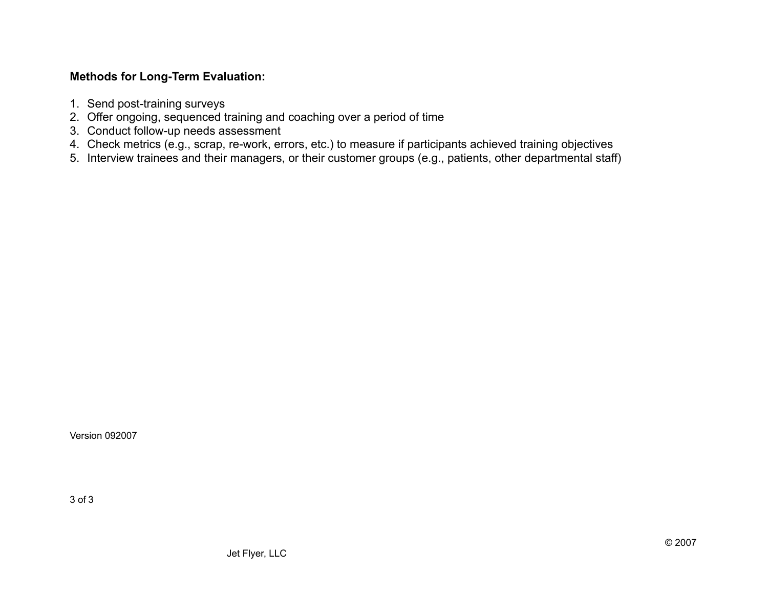**Methods for Long-Term Evaluation:**

1. Send post-training surveys
2. Offer ongoing, sequenced training and coaching over a period of time
3. Conduct follow-up needs assessment
4. Check metrics (e.g., scrap, re-work, errors, etc.) to measure if participants achieved training objectives
5. Interview trainees and their managers, or their customer groups (e.g., patients, other departmental staff)

Version 092007

© 2007

Jet Flyer, LLC